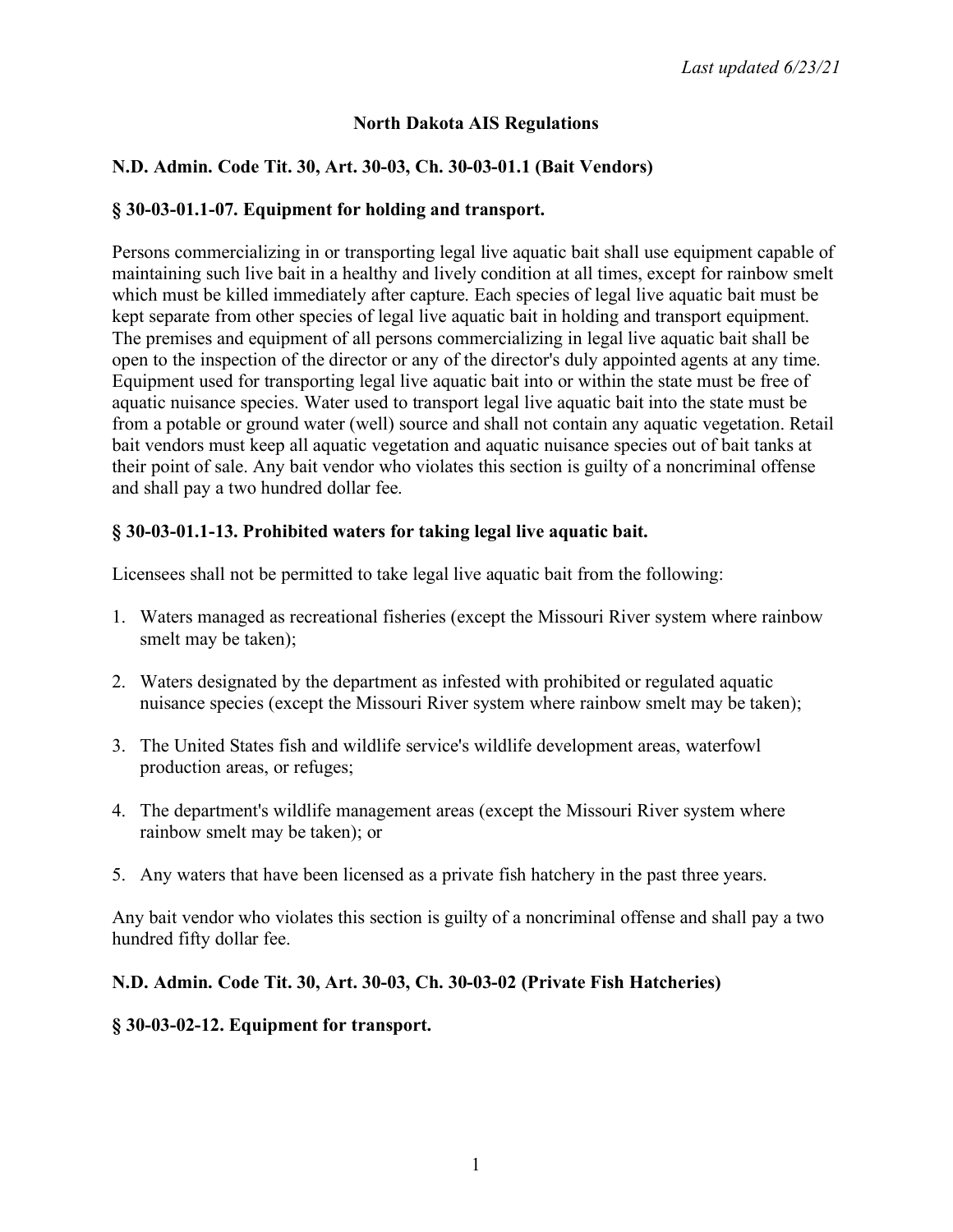*Last updated 6/23/21*

# North Dakota AIS Regulations

## N.D. Admin. Code Tit. 30, Art. 30-03, Ch. 30-03-01.1 (Bait Vendors)

### § 30-03-01.1-07. Equipment for holding and transport.

Persons commercializing in or transporting legal live aquatic bait shall use equipment capable of maintaining such live bait in a healthy and lively condition at all times, except for rainbow smelt which must be killed immediately after capture. Each species of legal live aquatic bait must be kept separate from other species of legal live aquatic bait in holding and transport equipment. The premises and equipment of all persons commercializing in legal live aquatic bait shall be open to the inspection of the director or any of the director's duly appointed agents at any time. Equipment used for transporting legal live aquatic bait into or within the state must be free of aquatic nuisance species. Water used to transport legal live aquatic bait into the state must be from a potable or ground water (well) source and shall not contain any aquatic vegetation. Retail bait vendors must keep all aquatic vegetation and aquatic nuisance species out of bait tanks at their point of sale. Any bait vendor who violates this section is guilty of a noncriminal offense and shall pay a two hundred dollar fee.

### § 30-03-01.1-13. Prohibited waters for taking legal live aquatic bait.

Licensees shall not be permitted to take legal live aquatic bait from the following:

1. Waters managed as recreational fisheries (except the Missouri River system where rainbow smelt may be taken);
2. Waters designated by the department as infested with prohibited or regulated aquatic nuisance species (except the Missouri River system where rainbow smelt may be taken);
3. The United States fish and wildlife service's wildlife development areas, waterfowl production areas, or refuges;
4. The department's wildlife management areas (except the Missouri River system where rainbow smelt may be taken); or
5. Any waters that have been licensed as a private fish hatchery in the past three years.

Any bait vendor who violates this section is guilty of a noncriminal offense and shall pay a two hundred fifty dollar fee.

## N.D. Admin. Code Tit. 30, Art. 30-03, Ch. 30-03-02 (Private Fish Hatcheries)

### § 30-03-02-12. Equipment for transport.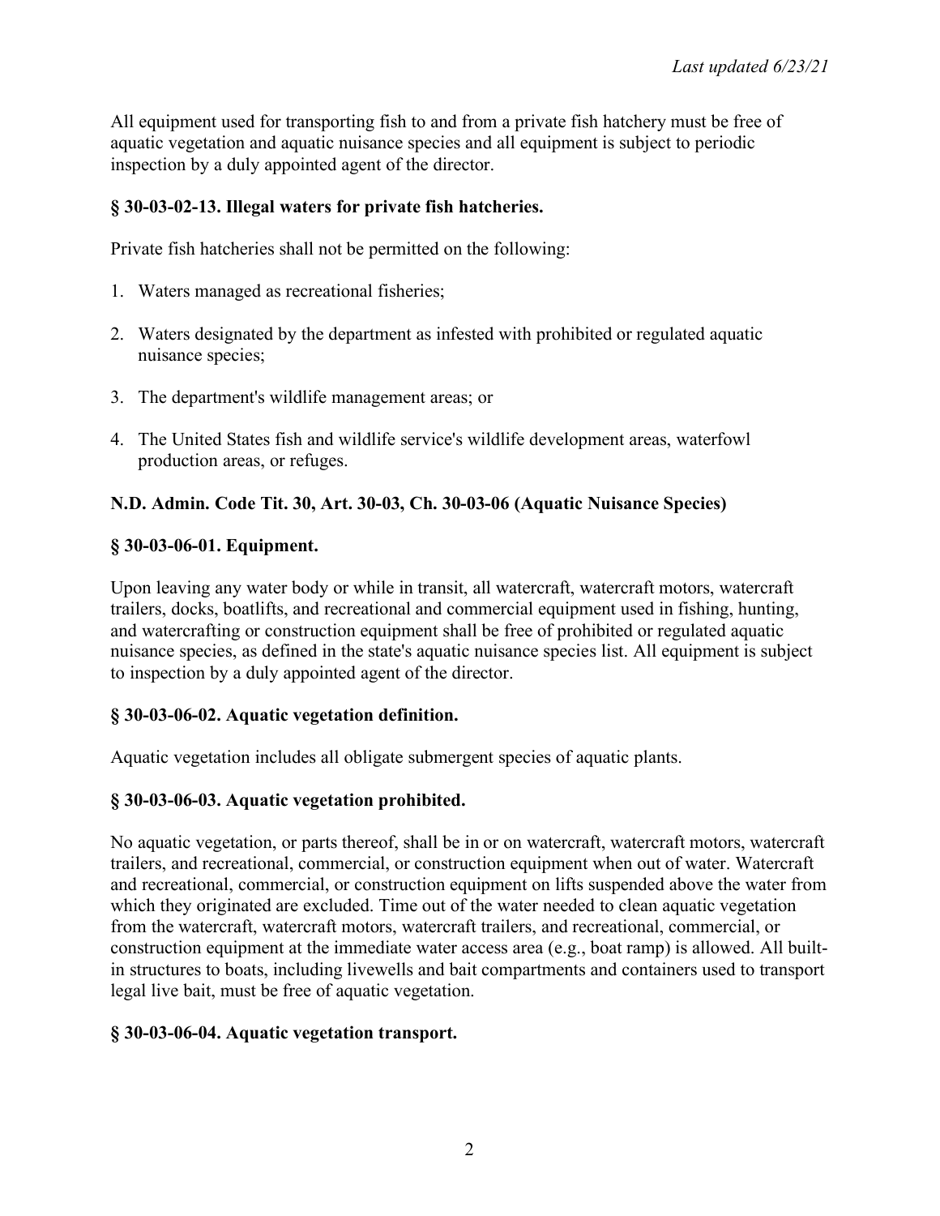All equipment used for transporting fish to and from a private fish hatchery must be free of aquatic vegetation and aquatic nuisance species and all equipment is subject to periodic inspection by a duly appointed agent of the director.

### § 30-03-02-13. Illegal waters for private fish hatcheries.

Private fish hatcheries shall not be permitted on the following:

1. Waters managed as recreational fisheries;
2. Waters designated by the department as infested with prohibited or regulated aquatic nuisance species;
3. The department's wildlife management areas; or
4. The United States fish and wildlife service's wildlife development areas, waterfowl production areas, or refuges.

### N.D. Admin. Code Tit. 30, Art. 30-03, Ch. 30-03-06 (Aquatic Nuisance Species)

### § 30-03-06-01. Equipment.

Upon leaving any water body or while in transit, all watercraft, watercraft motors, watercraft trailers, docks, boatlifts, and recreational and commercial equipment used in fishing, hunting, and watercrafting or construction equipment shall be free of prohibited or regulated aquatic nuisance species, as defined in the state's aquatic nuisance species list. All equipment is subject to inspection by a duly appointed agent of the director.

### § 30-03-06-02. Aquatic vegetation definition.

Aquatic vegetation includes all obligate submergent species of aquatic plants.

### § 30-03-06-03. Aquatic vegetation prohibited.

No aquatic vegetation, or parts thereof, shall be in or on watercraft, watercraft motors, watercraft trailers, and recreational, commercial, or construction equipment when out of water. Watercraft and recreational, commercial, or construction equipment on lifts suspended above the water from which they originated are excluded. Time out of the water needed to clean aquatic vegetation from the watercraft, watercraft motors, watercraft trailers, and recreational, commercial, or construction equipment at the immediate water access area (e.g., boat ramp) is allowed. All built-in structures to boats, including livewells and bait compartments and containers used to transport legal live bait, must be free of aquatic vegetation.

### § 30-03-06-04. Aquatic vegetation transport.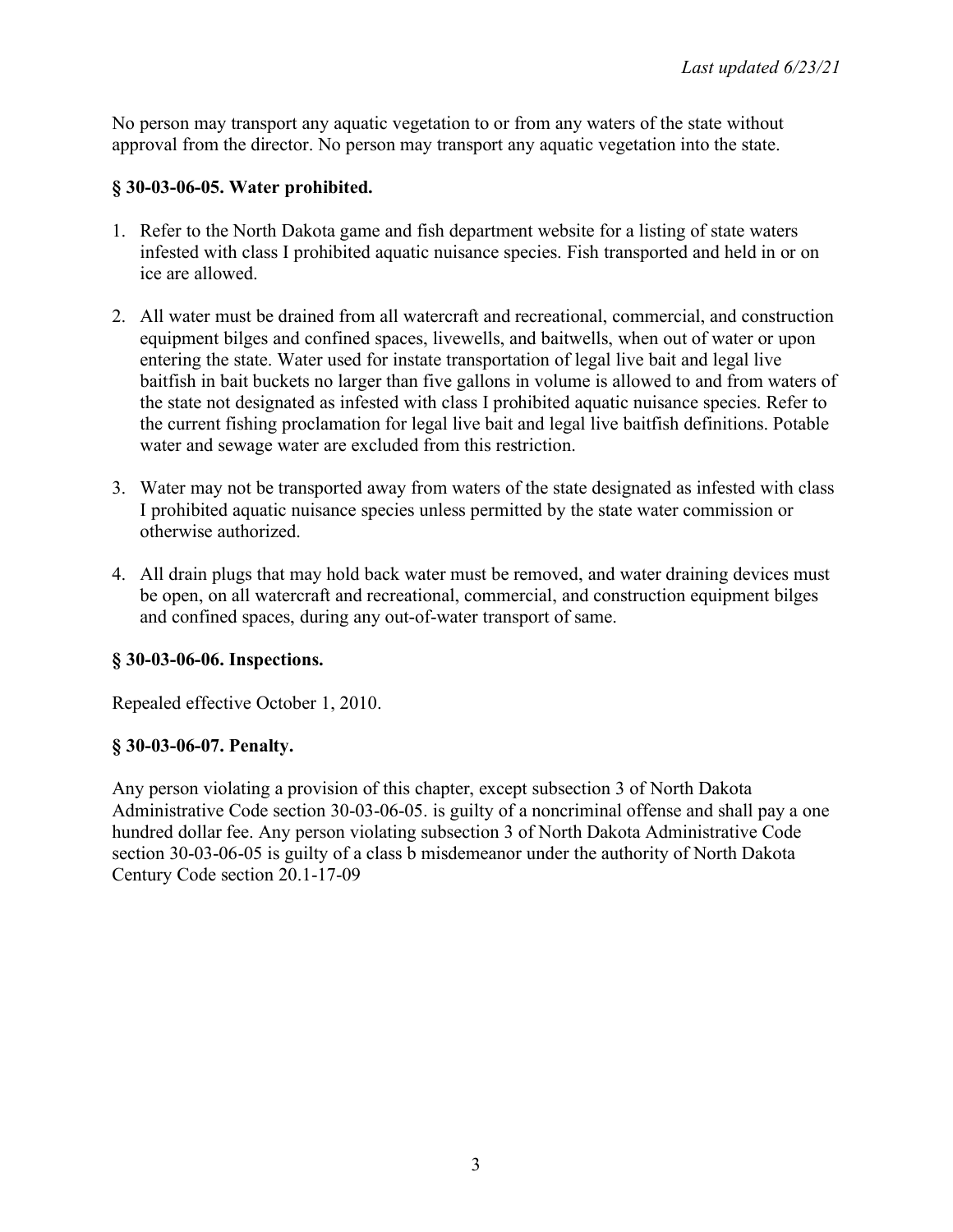No person may transport any aquatic vegetation to or from any waters of the state without approval from the director. No person may transport any aquatic vegetation into the state.

### § 30-03-06-05. Water prohibited.

1. Refer to the North Dakota game and fish department website for a listing of state waters infested with class I prohibited aquatic nuisance species. Fish transported and held in or on ice are allowed.
2. All water must be drained from all watercraft and recreational, commercial, and construction equipment bilges and confined spaces, livewells, and baitwells, when out of water or upon entering the state. Water used for instate transportation of legal live bait and legal live baitfish in bait buckets no larger than five gallons in volume is allowed to and from waters of the state not designated as infested with class I prohibited aquatic nuisance species. Refer to the current fishing proclamation for legal live bait and legal live baitfish definitions. Potable water and sewage water are excluded from this restriction.
3. Water may not be transported away from waters of the state designated as infested with class I prohibited aquatic nuisance species unless permitted by the state water commission or otherwise authorized.
4. All drain plugs that may hold back water must be removed, and water draining devices must be open, on all watercraft and recreational, commercial, and construction equipment bilges and confined spaces, during any out-of-water transport of same.

### § 30-03-06-06. Inspections.

Repealed effective October 1, 2010.

### § 30-03-06-07. Penalty.

Any person violating a provision of this chapter, except subsection 3 of North Dakota Administrative Code section 30-03-06-05. is guilty of a noncriminal offense and shall pay a one hundred dollar fee. Any person violating subsection 3 of North Dakota Administrative Code section 30-03-06-05 is guilty of a class b misdemeanor under the authority of North Dakota Century Code section 20.1-17-09